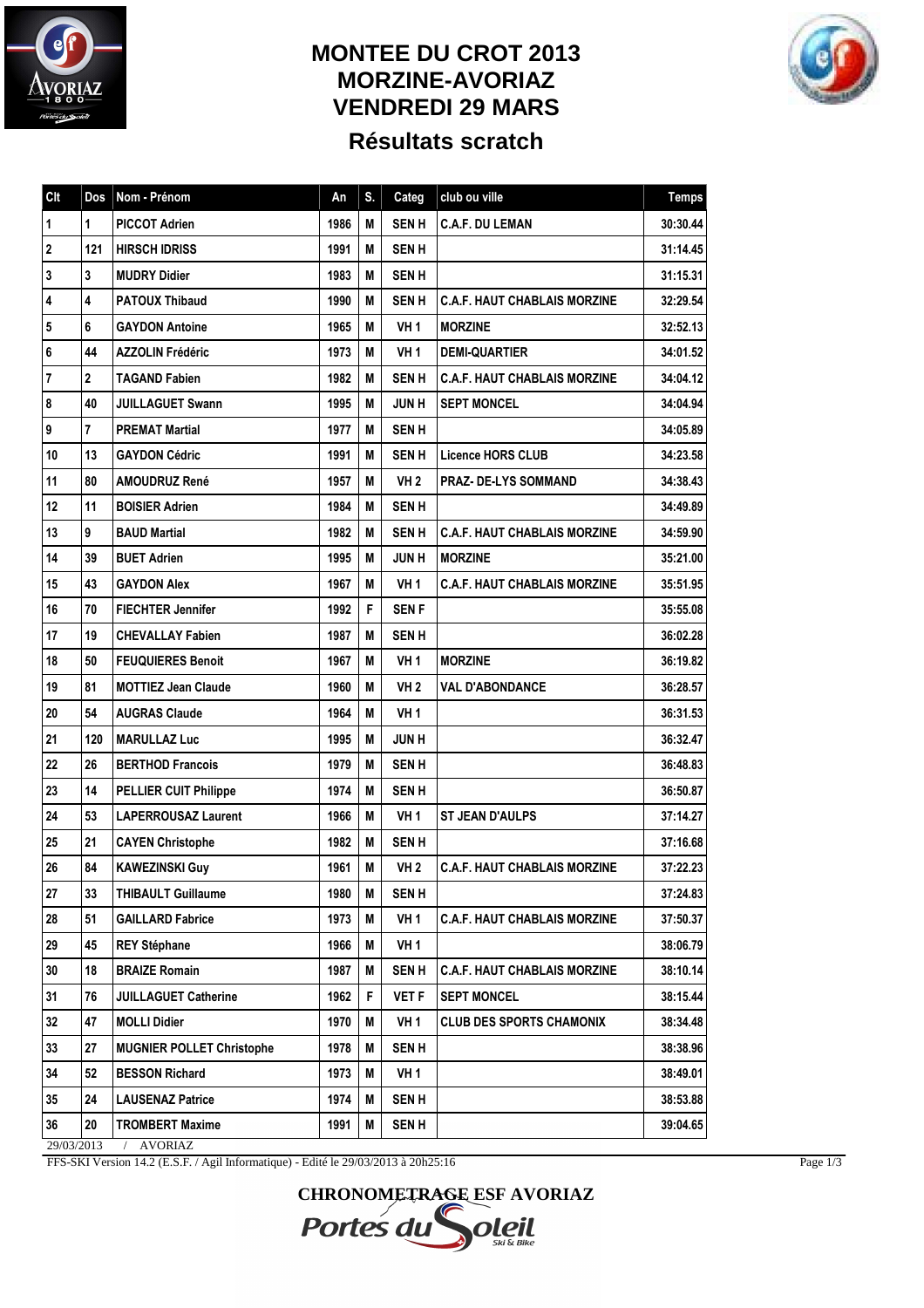# MONTEE DU CROT 2013
# MORZINE-AVORIAZ
# VENDREDI 29 MARS

## Résultats scratch

| Clt | Dos | Nom - Prénom | An | S. | Categ | club ou ville | Temps |
|---|---|---|---|---|---|---|---|
| 1 | 1 | PICCOT Adrien | 1986 | M | SEN H | C.A.F. DU LEMAN | 30:30.44 |
| 2 | 121 | HIRSCH IDRISS | 1991 | M | SEN H | | 31:14.45 |
| 3 | 3 | MUDRY Didier | 1983 | M | SEN H | | 31:15.31 |
| 4 | 4 | PATOUX Thibaud | 1990 | M | SEN H | C.A.F. HAUT CHABLAIS MORZINE | 32:29.54 |
| 5 | 6 | GAYDON Antoine | 1965 | M | VH 1 | MORZINE | 32:52.13 |
| 6 | 44 | AZZOLIN Frédéric | 1973 | M | VH 1 | DEMI-QUARTIER | 34:01.52 |
| 7 | 2 | TAGAND Fabien | 1982 | M | SEN H | C.A.F. HAUT CHABLAIS MORZINE | 34:04.12 |
| 8 | 40 | JUILLAGUET Swann | 1995 | M | JUN H | SEPT MONCEL | 34:04.94 |
| 9 | 7 | PREMAT Martial | 1977 | M | SEN H | | 34:05.89 |
| 10 | 13 | GAYDON Cédric | 1991 | M | SEN H | Licence HORS CLUB | 34:23.58 |
| 11 | 80 | AMOUDRUZ René | 1957 | M | VH 2 | PRAZ- DE-LYS SOMMAND | 34:38.43 |
| 12 | 11 | BOISIER Adrien | 1984 | M | SEN H | | 34:49.89 |
| 13 | 9 | BAUD Martial | 1982 | M | SEN H | C.A.F. HAUT CHABLAIS MORZINE | 34:59.90 |
| 14 | 39 | BUET Adrien | 1995 | M | JUN H | MORZINE | 35:21.00 |
| 15 | 43 | GAYDON Alex | 1967 | M | VH 1 | C.A.F. HAUT CHABLAIS MORZINE | 35:51.95 |
| 16 | 70 | FIECHTER Jennifer | 1992 | F | SEN F | | 35:55.08 |
| 17 | 19 | CHEVALLAY Fabien | 1987 | M | SEN H | | 36:02.28 |
| 18 | 50 | FEUQUIERES Benoit | 1967 | M | VH 1 | MORZINE | 36:19.82 |
| 19 | 81 | MOTTIEZ Jean Claude | 1960 | M | VH 2 | VAL D'ABONDANCE | 36:28.57 |
| 20 | 54 | AUGRAS Claude | 1964 | M | VH 1 | | 36:31.53 |
| 21 | 120 | MARULLAZ Luc | 1995 | M | JUN H | | 36:32.47 |
| 22 | 26 | BERTHOD Francois | 1979 | M | SEN H | | 36:48.83 |
| 23 | 14 | PELLIER CUIT Philippe | 1974 | M | SEN H | | 36:50.87 |
| 24 | 53 | LAPERROUSAZ Laurent | 1966 | M | VH 1 | ST JEAN D'AULPS | 37:14.27 |
| 25 | 21 | CAYEN Christophe | 1982 | M | SEN H | | 37:16.68 |
| 26 | 84 | KAWEZINSKI Guy | 1961 | M | VH 2 | C.A.F. HAUT CHABLAIS MORZINE | 37:22.23 |
| 27 | 33 | THIBAULT Guillaume | 1980 | M | SEN H | | 37:24.83 |
| 28 | 51 | GAILLARD Fabrice | 1973 | M | VH 1 | C.A.F. HAUT CHABLAIS MORZINE | 37:50.37 |
| 29 | 45 | REY Stéphane | 1966 | M | VH 1 | | 38:06.79 |
| 30 | 18 | BRAIZE Romain | 1987 | M | SEN H | C.A.F. HAUT CHABLAIS MORZINE | 38:10.14 |
| 31 | 76 | JUILLAGUET Catherine | 1962 | F | VET F | SEPT MONCEL | 38:15.44 |
| 32 | 47 | MOLLI Didier | 1970 | M | VH 1 | CLUB DES SPORTS CHAMONIX | 38:34.48 |
| 33 | 27 | MUGNIER POLLET Christophe | 1978 | M | SEN H | | 38:38.96 |
| 34 | 52 | BESSON Richard | 1973 | M | VH 1 | | 38:49.01 |
| 35 | 24 | LAUSENAZ Patrice | 1974 | M | SEN H | | 38:53.88 |
| 36 | 20 | TROMBERT Maxime | 1991 | M | SEN H | | 39:04.65 |

29/03/2013 / AVORIAZ

FFS-SKI Version 14.2 (E.S.F. / Agil Informatique) - Edité le 29/03/2013 à 20h25:16

CHRONOMETRAGE ESF AVORIAZ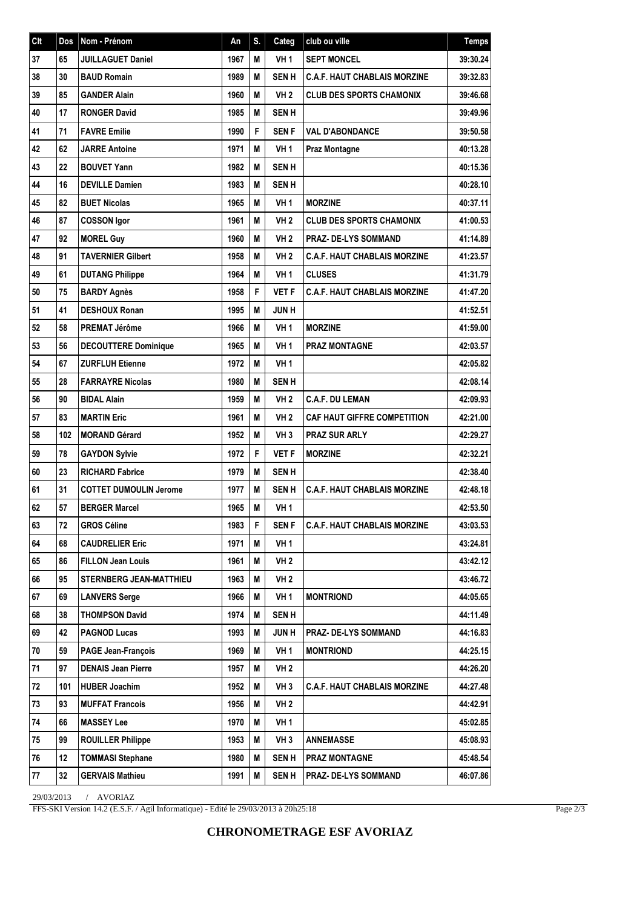| Clt | Dos | Nom - Prénom | An | S. | Categ | club ou ville | Temps |
|---|---|---|---|---|---|---|---|
| 37 | 65 | **JUILLAGUET Daniel** | 1967 | M | VH 1 | SEPT MONCEL | 39:30.24 |
| 38 | 30 | **BAUD Romain** | 1989 | M | SEN H | C.A.F. HAUT CHABLAIS MORZINE | 39:32.83 |
| 39 | 85 | **GANDER Alain** | 1960 | M | VH 2 | CLUB DES SPORTS CHAMONIX | 39:46.68 |
| 40 | 17 | **RONGER David** | 1985 | M | SEN H | | 39:49.96 |
| 41 | 71 | **FAVRE Emilie** | 1990 | F | SEN F | VAL D'ABONDANCE | 39:50.58 |
| 42 | 62 | **JARRE Antoine** | 1971 | M | VH 1 | Praz Montagne | 40:13.28 |
| 43 | 22 | **BOUVET Yann** | 1982 | M | SEN H | | 40:15.36 |
| 44 | 16 | **DEVILLE Damien** | 1983 | M | SEN H | | 40:28.10 |
| 45 | 82 | **BUET Nicolas** | 1965 | M | VH 1 | MORZINE | 40:37.11 |
| 46 | 87 | **COSSON Igor** | 1961 | M | VH 2 | CLUB DES SPORTS CHAMONIX | 41:00.53 |
| 47 | 92 | **MOREL Guy** | 1960 | M | VH 2 | PRAZ- DE-LYS SOMMAND | 41:14.89 |
| 48 | 91 | **TAVERNIER Gilbert** | 1958 | M | VH 2 | C.A.F. HAUT CHABLAIS MORZINE | 41:23.57 |
| 49 | 61 | **DUTANG Philippe** | 1964 | M | VH 1 | CLUSES | 41:31.79 |
| 50 | 75 | **BARDY Agnès** | 1958 | F | VET F | C.A.F. HAUT CHABLAIS MORZINE | 41:47.20 |
| 51 | 41 | **DESHOUX Ronan** | 1995 | M | JUN H | | 41:52.51 |
| 52 | 58 | **PREMAT Jérôme** | 1966 | M | VH 1 | MORZINE | 41:59.00 |
| 53 | 56 | **DECOUTTERE Dominique** | 1965 | M | VH 1 | PRAZ MONTAGNE | 42:03.57 |
| 54 | 67 | **ZURFLUH Etienne** | 1972 | M | VH 1 | | 42:05.82 |
| 55 | 28 | **FARRAYRE Nicolas** | 1980 | M | SEN H | | 42:08.14 |
| 56 | 90 | **BIDAL Alain** | 1959 | M | VH 2 | C.A.F. DU LEMAN | 42:09.93 |
| 57 | 83 | **MARTIN Eric** | 1961 | M | VH 2 | CAF HAUT GIFFRE COMPETITION | 42:21.00 |
| 58 | 102 | **MORAND Gérard** | 1952 | M | VH 3 | PRAZ SUR ARLY | 42:29.27 |
| 59 | 78 | **GAYDON Sylvie** | 1972 | F | VET F | MORZINE | 42:32.21 |
| 60 | 23 | **RICHARD Fabrice** | 1979 | M | SEN H | | 42:38.40 |
| 61 | 31 | **COTTET DUMOULIN Jerome** | 1977 | M | SEN H | C.A.F. HAUT CHABLAIS MORZINE | 42:48.18 |
| 62 | 57 | **BERGER Marcel** | 1965 | M | VH 1 | | 42:53.50 |
| 63 | 72 | **GROS Céline** | 1983 | F | SEN F | C.A.F. HAUT CHABLAIS MORZINE | 43:03.53 |
| 64 | 68 | **CAUDRELIER Eric** | 1971 | M | VH 1 | | 43:24.81 |
| 65 | 86 | **FILLON Jean Louis** | 1961 | M | VH 2 | | 43:42.12 |
| 66 | 95 | **STERNBERG JEAN-MATTHIEU** | 1963 | M | VH 2 | | 43:46.72 |
| 67 | 69 | **LANVERS Serge** | 1966 | M | VH 1 | MONTRIOND | 44:05.65 |
| 68 | 38 | **THOMPSON David** | 1974 | M | SEN H | | 44:11.49 |
| 69 | 42 | **PAGNOD Lucas** | 1993 | M | JUN H | PRAZ- DE-LYS SOMMAND | 44:16.83 |
| 70 | 59 | **PAGE Jean-François** | 1969 | M | VH 1 | MONTRIOND | 44:25.15 |
| 71 | 97 | **DENAIS Jean Pierre** | 1957 | M | VH 2 | | 44:26.20 |
| 72 | 101 | **HUBER Joachim** | 1952 | M | VH 3 | C.A.F. HAUT CHABLAIS MORZINE | 44:27.48 |
| 73 | 93 | **MUFFAT Francois** | 1956 | M | VH 2 | | 44:42.91 |
| 74 | 66 | **MASSEY Lee** | 1970 | M | VH 1 | | 45:02.85 |
| 75 | 99 | **ROUILLER Philippe** | 1953 | M | VH 3 | ANNEMASSE | 45:08.93 |
| 76 | 12 | **TOMMASI Stephane** | 1980 | M | SEN H | PRAZ MONTAGNE | 45:48.54 |
| 77 | 32 | **GERVAIS Mathieu** | 1991 | M | SEN H | PRAZ- DE-LYS SOMMAND | 46:07.86 |

29/03/2013 / AVORIAZ

FFS-SKI Version 14.2 (E.S.F. / Agil Informatique) - Edité le 29/03/2013 à 20h25:18

**CHRONOMETRAGE ESF AVORIAZ**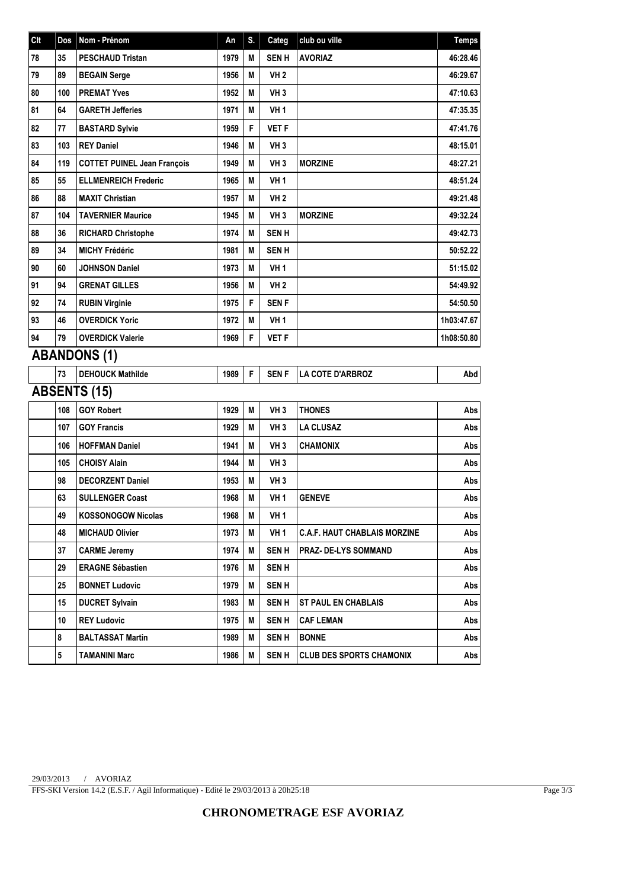| Clt | Dos | Nom - Prénom | An | S. | Categ | club ou ville | Temps |
|---|---|---|---|---|---|---|---|
| 78 | 35 | PESCHAUD Tristan | 1979 | M | SEN H | AVORIAZ | 46:28.46 |
| 79 | 89 | BEGAIN Serge | 1956 | M | VH 2 | | 46:29.67 |
| 80 | 100 | PREMAT Yves | 1952 | M | VH 3 | | 47:10.63 |
| 81 | 64 | GARETH Jefferies | 1971 | M | VH 1 | | 47:35.35 |
| 82 | 77 | BASTARD Sylvie | 1959 | F | VET F | | 47:41.76 |
| 83 | 103 | REY Daniel | 1946 | M | VH 3 | | 48:15.01 |
| 84 | 119 | COTTET PUINEL Jean François | 1949 | M | VH 3 | MORZINE | 48:27.21 |
| 85 | 55 | ELLMENREICH Frederic | 1965 | M | VH 1 | | 48:51.24 |
| 86 | 88 | MAXIT Christian | 1957 | M | VH 2 | | 49:21.48 |
| 87 | 104 | TAVERNIER Maurice | 1945 | M | VH 3 | MORZINE | 49:32.24 |
| 88 | 36 | RICHARD Christophe | 1974 | M | SEN H | | 49:42.73 |
| 89 | 34 | MICHY Frédéric | 1981 | M | SEN H | | 50:52.22 |
| 90 | 60 | JOHNSON Daniel | 1973 | M | VH 1 | | 51:15.02 |
| 91 | 94 | GRENAT GILLES | 1956 | M | VH 2 | | 54:49.92 |
| 92 | 74 | RUBIN Virginie | 1975 | F | SEN F | | 54:50.50 |
| 93 | 46 | OVERDICK Yoric | 1972 | M | VH 1 | | 1h03:47.67 |
| 94 | 79 | OVERDICK Valerie | 1969 | F | VET F | | 1h08:50.80 |

## ABANDONS (1)

| | | | | | | | |
|---|---|---|---|---|---|---|---|
| | 73 | DEHOUCK Mathilde | 1989 | F | SEN F | LA COTE D'ARBROZ | Abd |

## ABSENTS (15)

| | | | | | | | |
|---|---|---|---|---|---|---|---|
| | 108 | GOY Robert | 1929 | M | VH 3 | THONES | Abs |
| | 107 | GOY Francis | 1929 | M | VH 3 | LA CLUSAZ | Abs |
| | 106 | HOFFMAN Daniel | 1941 | M | VH 3 | CHAMONIX | Abs |
| | 105 | CHOISY Alain | 1944 | M | VH 3 | | Abs |
| | 98 | DECORZENT Daniel | 1953 | M | VH 3 | | Abs |
| | 63 | SULLENGER Coast | 1968 | M | VH 1 | GENEVE | Abs |
| | 49 | KOSSONOGOW Nicolas | 1968 | M | VH 1 | | Abs |
| | 48 | MICHAUD Olivier | 1973 | M | VH 1 | C.A.F. HAUT CHABLAIS MORZINE | Abs |
| | 37 | CARME Jeremy | 1974 | M | SEN H | PRAZ- DE-LYS SOMMAND | Abs |
| | 29 | ERAGNE Sébastien | 1976 | M | SEN H | | Abs |
| | 25 | BONNET Ludovic | 1979 | M | SEN H | | Abs |
| | 15 | DUCRET Sylvain | 1983 | M | SEN H | ST PAUL EN CHABLAIS | Abs |
| | 10 | REY Ludovic | 1975 | M | SEN H | CAF LEMAN | Abs |
| | 8 | BALTASSAT Martin | 1989 | M | SEN H | BONNE | Abs |
| | 5 | TAMANINI Marc | 1986 | M | SEN H | CLUB DES SPORTS CHAMONIX | Abs |

29/03/2013 / AVORIAZ

FFS-SKI Version 14.2 (E.S.F. / Agil Informatique) - Edité le 29/03/2013 à 20h25:18

**CHRONOMETRAGE ESF AVORIAZ**